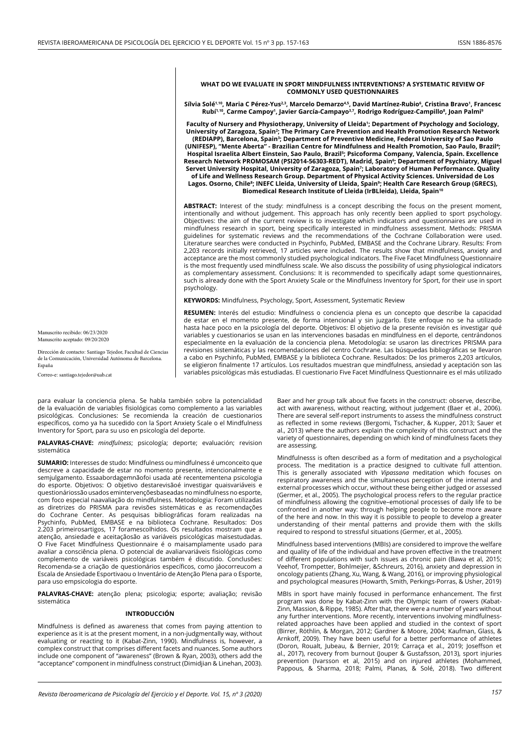# WHAT DO WE EVALUATE IN SPORT MINDFULNESS INTERVENTIONS? A SYSTEMATIC REVIEW OF COMMONLY USED QUESTIONNAIRES

**Sílvia Solé[1,10], Maria C Pérez-Yus[2,3], Marcelo Demarzo[4,5], David Martínez-Rubio[6], Cristina Bravo[1], Francesc Rubí[1,10], Carme Campoy[1], Javier García-Campayo[3,7], Rodrigo Rodríguez-Campillo[8], Joan Palmi[9]**

**Faculty of Nursery and Physiotherapy, University of Lleida[1]; Department of Psychology and Sociology, University of Zaragoza, Spain[2]; The Primary Care Prevention and Health Promotion Research Network (REDIAPP), Barcelona, Spain[3]; Department of Preventive Medicine, Federal University of Sao Paulo (UNIFESP), "Mente Aberta" - Brazilian Centre for Mindfulness and Health Promotion, Sao Paulo, Brazil[4]; Hospital Israelita Albert Einstein, Sao Paulo, Brazil[5]; Psicoforma Company, Valencia, Spain. Excellence Research Network PROMOSAM (PSI2014-56303-REDT), Madrid, Spain[6]; Department of Psychiatry, Miguel Servet University Hospital, University of Zaragoza, Spain[7]; Laboratory of Human Performance. Quality of Life and Wellness Research Group. Department of Physical Activity Sciences. Universidad de Los Lagos. Osorno, Chile[8]; INEFC Lleida, University of Lleida, Spain[9]; Health Care Research Group (GRECS), Biomedical Research Institute of Lleida (IrBLleida), Lleida, Spain[10]**

**ABSTRACT:** Interest of the study: mindfulness is a concept describing the focus on the present moment, intentionally and without judgement. This approach has only recently been applied to sport psychology. Objectives: the aim of the current review is to investigate which indicators and questionnaires are used in mindfulness research in sport, being specifically interested in mindfulness assessment. Methods: PRISMA guidelines for systematic reviews and the recommendations of the Cochrane Collaboration were used. Literature searches were conducted in Psychinfo, PubMed, EMBASE and the Cochrane Library. Results: From 2,203 records initially retrieved, 17 articles were included. The results show that mindfulness, anxiety and acceptance are the most commonly studied psychological indicators. The Five Facet Mindfulness Questionnaire is the most frequently used mindfulness scale. We also discuss the possibility of using physiological indicators as complementary assessment. Conclusions: It is recommended to specifically adapt some questionnaires, such is already done with the Sport Anxiety Scale or the Mindfulness Inventory for Sport, for their use in sport psychology.

**KEYWORDS:** Mindfulness, Psychology, Sport, Assessment, Systematic Review

**RESUMEN:** Interés del estudio: Mindfulness o conciencia plena es un concepto que describe la capacidad de estar en el momento presente, de forma intencional y sin juzgarlo. Este enfoque no se ha utilizado hasta hace poco en la psicología del deporte. Objetivos: El objetivo de la presente revisión es investigar qué variables y cuestionarios se usan en las intervenciones basadas en mindfulness en el deporte, centrándonos especialmente en la evaluación de la conciencia plena. Metodología: se usaron las directrices PRISMA para revisiones sistemáticas y las recomendaciones del centro Cochrane. Las búsquedas bibliográficas se llevaron a cabo en Psychinfo, PubMed, EMBASE y la biblioteca Cochrane. Resultados: De los primeros 2,203 artículos, se eligieron finalmente 17 artículos. Los resultados muestran que mindfulness, ansiedad y aceptación son las variables psicológicas más estudiadas. El cuestionario Five Facet Mindfulness Questionnaire es el más utilizado para evaluar la conciencia plena. Se habla también sobre la potencialidad de la evaluación de variables fisiológicas como complemento a las variables psicológicas. Conclusiones: Se recomienda la creación de cuestionarios específicos, como ya ha sucedido con la Sport Anxiety Scale o el Mindfulness Inventory for Sport, para su uso en psicología del deporte.

**PALAVRAS-CHAVE:** *mindfulness*; psicología; deporte; evaluación; revision sistemática

**SUMARIO:** Interesses de studo: Mindfulness ou mindfulness é umconceito que descreve a capacidade de estar no momento presente, intencionalmente e semjulgamento. Essaabordagemnãofoi usada até recentementena psicologia do esporte. Objetivos: O objetivo destarevisãoé investigar quaisvariáveis e questionáriossão usados emintervençõesbaseadas no mindfulness no esporte, com foco especial naavaliação do mindfulness. Metodologia: Foram utilizadas as diretrizes do PRISMA para revisões sistemáticas e as recomendações do Cochrane Center. As pesquisas bibliográficas foram realizadas na Psychinfo, PubMed, EMBASE e na biblioteca Cochrane. Resultados: Dos 2.203 primeirosartigos, 17 foramescolhidos. Os resultados mostram que a atenção, ansiedade e aceitaçãosão as variáveis psicológicas maisestudadas. O Five Facet Mindfulness Questionnaire é o maisamplamente usado para avaliar a consciência plena. O potencial de avaliarvariáveis fisiológicas como complemento de variáveis psicológicas também é discutido. Conclusões: Recomenda-se a criação de questionários específicos, como jáocorreucom a Escala de Ansiedade Esportivaou o Inventário de Atenção Plena para o Esporte, para uso empsicologia do esporte.

**PALAVRAS-CHAVE:** atenção plena; psicologia; esporte; avaliação; revisão sistemática

Manuscrito recibido: 06/23/2020
Manuscrito aceptado: 09/20/2020

Dirección de contacto: Santiago Tejedor, Facultad de Ciencias de la Comunicación, Universidad Autónoma de Barcelona. España

Correo-e: santiago.tejedor@uab.cat

## INTRODUCCIÓN

Mindfulness is defined as awareness that comes from paying attention to experience as it is at the present moment, in a non-judgmentally way, without evaluating or reacting to it (Kabat-Zinn, 1990). Mindfulness is, however, a complex construct that comprises different facets and nuances. Some authors include one component of "awareness" (Brown & Ryan, 2003), others add the "acceptance" component in mindfulness construct (Dimidjian & Linehan, 2003). Baer and her group talk about five facets in the construct: observe, describe, act with awareness, without reacting, without judgement (Baer et al., 2006). There are several self-report instruments to assess the mindfulness construct as reflected in some reviews (Bergomi, Tschacher, & Kupper, 2013; Sauer et al., 2013) where the authors explain the complexity of this construct and the variety of questionnaires, depending on which kind of mindfulness facets they are assessing.

Mindfulnesss is often described as a form of meditation and a psychological process. The meditation is a practice designed to cultivate full attention. This is generally associated with *Vipassana* meditation which focuses on respiratory awareness and the simultaneous perception of the internal and external processes which occur, without these being either judged or assessed (Germer, et al., 2005). The psychological process refers to the regular practice of mindfulness allowing the cognitive–emotional processes of daily life to be confronted in another way: through helping people to become more aware of the here and now. In this way it is possible to people to develop a greater understanding of their mental patterns and provide them with the skills required to respond to stressful situations (Germer, et al., 2005).

Mindfulness based interventions (MBIs) are considered to improve the welfare and quality of life of the individual and have proven effective in the treatment of different populations with such issues as chronic pain (Bawa et al, 2015; Veehof, Trompetter, Bohlmeijer, &Schreurs, 2016), anxiety and depression in oncology patients (Zhang, Xu, Wang, & Wang, 2016), or improving physiological and psychological measures (Howarth, Smith, Perkings-Porras, & Usher, 2019)

MBIs in sport have mainly focused in performance enhancement. The first program was done by Kabat-Zinn with the Olympic team of rowers (Kabat-Zinn, Massion, & Rippe, 1985). After that, there were a number of years without any further interventions. More recently, interventions involving mindfulness-related approaches have been applied and studied in the context of sport (Birrer, Röthlin, & Morgan, 2012; Gardner & Moore, 2004; Kaufman, Glass, & Arnkoff, 2009). They have been useful for a better performance of athletes (Doron, Roualt, Jubeau, & Bernier, 2019; Carraça et al., 2019; Joseffson et al., 2017), recovery from burnout (Jouper & Gustafsson, 2013), sport injuries prevention (Ivarsson et al, 2015) and on injured athletes (Mohammed, Pappous, & Sharma, 2018; Palmi, Planas, & Solé, 2018). Two different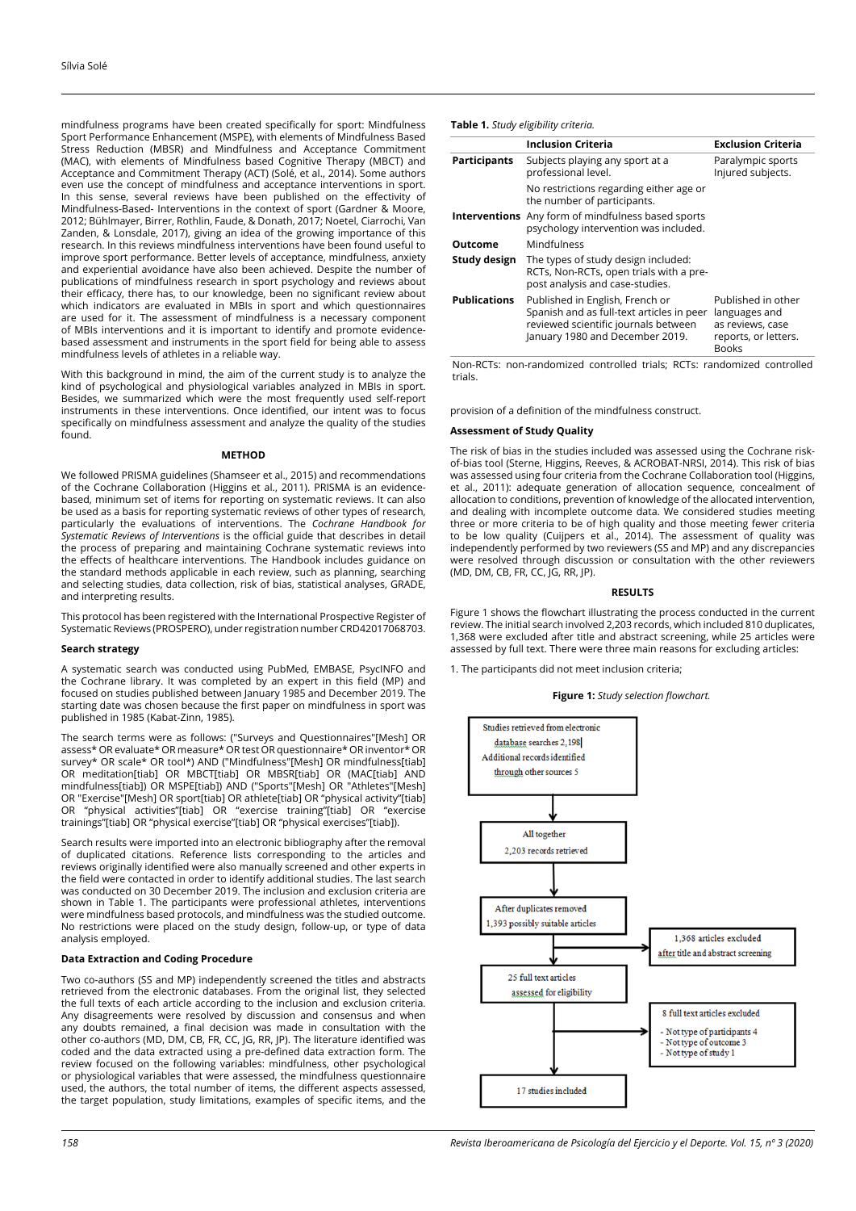mindfulness programs have been created specifically for sport: Mindfulness Sport Performance Enhancement (MSPE), with elements of Mindfulness Based Stress Reduction (MBSR) and Mindfulness and Acceptance Commitment (MAC), with elements of Mindfulness based Cognitive Therapy (MBCT) and Acceptance and Commitment Therapy (ACT) (Solé, et al., 2014). Some authors even use the concept of mindfulness and acceptance interventions in sport. In this sense, several reviews have been published on the effectivity of Mindfulness-Based- Interventions in the context of sport (Gardner & Moore, 2012; Bühlmayer, Birrer, Rothlin, Faude, & Donath, 2017; Noetel, Ciarrochi, Van Zanden, & Lonsdale, 2017), giving an idea of the growing importance of this research. In this reviews mindfulness interventions have been found useful to improve sport performance. Better levels of acceptance, mindfulness, anxiety and experiential avoidance have also been achieved. Despite the number of publications of mindfulness research in sport psychology and reviews about their efficacy, there has, to our knowledge, been no significant review about which indicators are evaluated in MBIs in sport and which questionnaires are used for it. The assessment of mindfulness is a necessary component of MBIs interventions and it is important to identify and promote evidence-based assessment and instruments in the sport field for being able to assess mindfulness levels of athletes in a reliable way.

With this background in mind, the aim of the current study is to analyze the kind of psychological and physiological variables analyzed in MBIs in sport. Besides, we summarized which were the most frequently used self-report instruments in these interventions. Once identified, our intent was to focus specifically on mindfulness assessment and analyze the quality of the studies found.

## METHOD

We followed PRISMA guidelines (Shamseer et al., 2015) and recommendations of the Cochrane Collaboration (Higgins et al., 2011). PRISMA is an evidence-based, minimum set of items for reporting on systematic reviews. It can also be used as a basis for reporting systematic reviews of other types of research, particularly the evaluations of interventions. The *Cochrane Handbook for Systematic Reviews of Interventions* is the official guide that describes in detail the process of preparing and maintaining Cochrane systematic reviews into the effects of healthcare interventions. The Handbook includes guidance on the standard methods applicable in each review, such as planning, searching and selecting studies, data collection, risk of bias, statistical analyses, GRADE, and interpreting results.

This protocol has been registered with the International Prospective Register of Systematic Reviews (PROSPERO), under registration number CRD42017068703.

### Search strategy

A systematic search was conducted using PubMed, EMBASE, PsycINFO and the Cochrane library. It was completed by an expert in this field (MP) and focused on studies published between January 1985 and December 2019. The starting date was chosen because the first paper on mindfulness in sport was published in 1985 (Kabat-Zinn, 1985).

The search terms were as follows: ("Surveys and Questionnaires"[Mesh] OR assess* OR evaluate* OR measure* OR test OR questionnaire* OR inventor* OR survey* OR scale* OR tool*) AND ("Mindfulness"[Mesh] OR mindfulness[tiab] OR meditation[tiab] OR MBCT[tiab] OR MBSR[tiab] OR (MAC[tiab] AND mindfulness[tiab]) OR MSPE[tiab]) AND ("Sports"[Mesh] OR "Athletes"[Mesh] OR "Exercise"[Mesh] OR sport[tiab] OR athlete[tiab] OR "physical activity"[tiab] OR "physical activities"[tiab] OR "exercise training"[tiab] OR "exercise trainings"[tiab] OR "physical exercise"[tiab] OR "physical exercises"[tiab]).

Search results were imported into an electronic bibliography after the removal of duplicated citations. Reference lists corresponding to the articles and reviews originally identified were also manually screened and other experts in the field were contacted in order to identify additional studies. The last search was conducted on 30 December 2019. The inclusion and exclusion criteria are shown in Table 1. The participants were professional athletes, interventions were mindfulness based protocols, and mindfulness was the studied outcome. No restrictions were placed on the study design, follow-up, or type of data analysis employed.

### Data Extraction and Coding Procedure

Two co-authors (SS and MP) independently screened the titles and abstracts retrieved from the electronic databases. From the original list, they selected the full texts of each article according to the inclusion and exclusion criteria. Any disagreements were resolved by discussion and consensus and when any doubts remained, a final decision was made in consultation with the other co-authors (MD, DM, CB, FR, CC, JG, RR, JP). The literature identified was coded and the data extracted using a pre-defined data extraction form. The review focused on the following variables: mindfulness, other psychological or physiological variables that were assessed, the mindfulness questionnaire used, the authors, the total number of items, the different aspects assessed, the target population, study limitations, examples of specific items, and the provision of a definition of the mindfulness construct.

**Table 1.** *Study eligibility criteria.*

| | Inclusion Criteria | Exclusion Criteria |
|---|---|---|
| **Participants** | Subjects playing any sport at a professional level. | Paralympic sports Injured subjects. |
| | No restrictions regarding either age or the number of participants. | |
| **Interventions** | Any form of mindfulness based sports psychology intervention was included. | |
| **Outcome** | Mindfulness | |
| **Study design** | The types of study design included: RCTs, Non-RCTs, open trials with a pre-post analysis and case-studies. | |
| **Publications** | Published in English, French or Spanish and as full-text articles in peer reviewed scientific journals between January 1980 and December 2019. | Published in other languages and as reviews, case reports, or letters. Books |

Non-RCTs: non-randomized controlled trials; RCTs: randomized controlled trials.

### Assessment of Study Quality

The risk of bias in the studies included was assessed using the Cochrane risk-of-bias tool (Sterne, Higgins, Reeves, & ACROBAT-NRSI, 2014). This risk of bias was assessed using four criteria from the Cochrane Collaboration tool (Higgins, et al., 2011): adequate generation of allocation sequence, concealment of allocation to conditions, prevention of knowledge of the allocated intervention, and dealing with incomplete outcome data. We considered studies meeting three or more criteria to be of high quality and those meeting fewer criteria to be low quality (Cuijpers et al., 2014). The assessment of quality was independently performed by two reviewers (SS and MP) and any discrepancies were resolved through discussion or consultation with the other reviewers (MD, DM, CB, FR, CC, JG, RR, JP).

## RESULTS

Figure 1 shows the flowchart illustrating the process conducted in the current review. The initial search involved 2,203 records, which included 810 duplicates, 1,368 were excluded after title and abstract screening, while 25 articles were assessed by full text. There were three main reasons for excluding articles:

1. The participants did not meet inclusion criteria;

**Figure 1:** *Study selection flowchart.*

Studies retrieved from electronic database searches 2,198
Additional records identified through other sources 5

All together
2,203 records retrieved

After duplicates removed
1,393 possibly suitable articles

1,368 articles excluded after title and abstract screening

25 full text articles assessed for eligibility

8 full text articles excluded
- Not type of participants 4
- Not type of outcome 3
- Not type of study 1

17 studies included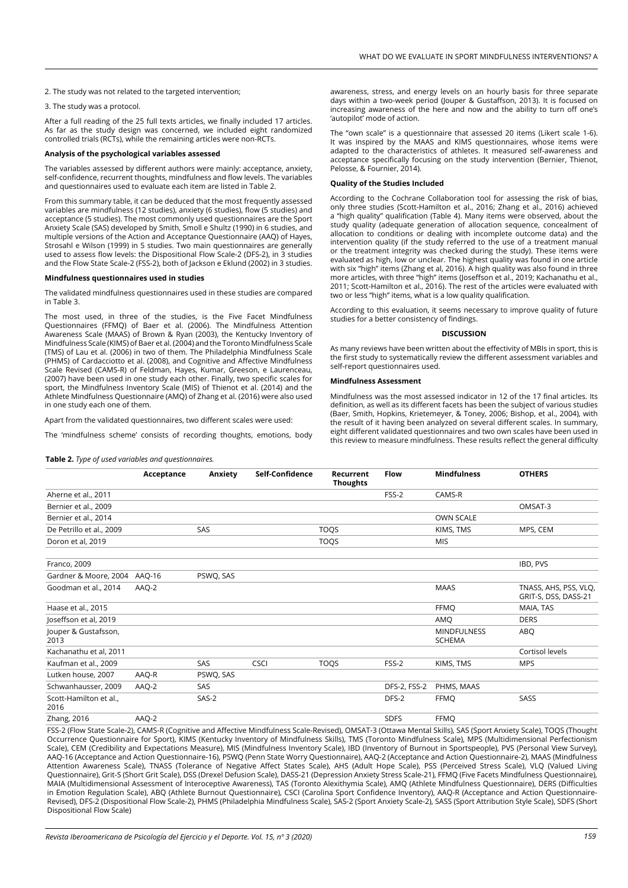2. The study was not related to the targeted intervention;

3. The study was a protocol.

After a full reading of the 25 full texts articles, we finally included 17 articles. As far as the study design was concerned, we included eight randomized controlled trials (RCTs), while the remaining articles were non-RCTs.

**Analysis of the psychological variables assessed**

The variables assessed by different authors were mainly: acceptance, anxiety, self-confidence, recurrent thoughts, mindfulness and flow levels. The variables and questionnaires used to evaluate each item are listed in Table 2.

From this summary table, it can be deduced that the most frequently assessed variables are mindfulness (12 studies), anxiety (6 studies), flow (5 studies) and acceptance (5 studies). The most commonly used questionnaires are the Sport Anxiety Scale (SAS) developed by Smith, Smoll e Shultz (1990) in 6 studies, and multiple versions of the Action and Acceptance Questionnaire (AAQ) of Hayes, Strosahl e Wilson (1999) in 5 studies. Two main questionnaires are generally used to assess flow levels: the Dispositional Flow Scale-2 (DFS-2), in 3 studies and the Flow State Scale-2 (FSS-2), both of Jackson e Eklund (2002) in 3 studies.

**Mindfulness questionnaires used in studies**

The validated mindfulness questionnaires used in these studies are compared in Table 3.

The most used, in three of the studies, is the Five Facet Mindfulness Questionnaires (FFMQ) of Baer et al. (2006). The Mindfulness Attention Awareness Scale (MAAS) of Brown & Ryan (2003), the Kentucky Inventory of Mindfulness Scale (KIMS) of Baer et al. (2004) and the Toronto Mindfulness Scale (TMS) of Lau et al. (2006) in two of them. The Philadelphia Mindfulness Scale (PHMS) of Cardacciotto et al. (2008), and Cognitive and Affective Mindfulness Scale Revised (CAMS-R) of Feldman, Hayes, Kumar, Greeson, e Laurenceau, (2007) have been used in one study each other. Finally, two specific scales for sport, the Mindfulness Inventory Scale (MIS) of Thienot et al. (2014) and the Athlete Mindfulness Questionnaire (AMQ) of Zhang et al. (2016) were also used in one study each one of them.

Apart from the validated questionnaires, two different scales were used:

The 'mindfulness scheme' consists of recording thoughts, emotions, body awareness, stress, and energy levels on an hourly basis for three separate days within a two-week period (Jouper & Gustaffson, 2013). It is focused on increasing awareness of the here and now and the ability to turn off one's 'autopilot' mode of action.

The "own scale" is a questionnaire that assessed 20 items (Likert scale 1-6). It was inspired by the MAAS and KIMS questionnaires, whose items were adapted to the characteristics of athletes. It measured self-awareness and acceptance specifically focusing on the study intervention (Bernier, Thienot, Pelosse, & Fournier, 2014).

**Quality of the Studies Included**

According to the Cochrane Collaboration tool for assessing the risk of bias, only three studies (Scott-Hamilton et al., 2016; Zhang et al., 2016) achieved a "high quality" qualification (Table 4). Many items were observed, about the study quality (adequate generation of allocation sequence, concealment of allocation to conditions or dealing with incomplete outcome data) and the intervention quality (if the study referred to the use of a treatment manual or the treatment integrity was checked during the study). These items were evaluated as high, low or unclear. The highest quality was found in one article with six "high" items (Zhang et al, 2016). A high quality was also found in three more articles, with three "high" items (Joseffson et al., 2019; Kachanathu et al., 2011; Scott-Hamilton et al., 2016). The rest of the articles were evaluated with two or less "high" items, what is a low quality qualification.

According to this evaluation, it seems necessary to improve quality of future studies for a better consistency of findings.

## DISCUSSION

As many reviews have been written about the effectivity of MBIs in sport, this is the first study to systematically review the different assessment variables and self-report questionnaires used.

**Mindfulness Assessment**

Mindfulness was the most assessed indicator in 12 of the 17 final articles. Its definition, as well as its different facets has been the subject of various studies (Baer, Smith, Hopkins, Krietemeyer, & Toney, 2006; Bishop, et al., 2004), with the result of it having been analyzed on several different scales. In summary, eight different validated questionnaires and two own scales have been used in this review to measure mindfulness. These results reflect the general difficulty

**Table 2.** *Type of used variables and questionnaires.*

| | Acceptance | Anxiety | Self-Confidence | Recurrent Thoughts | Flow | Mindfulness | OTHERS |
|---|---|---|---|---|---|---|---|
| Aherne et al., 2011 | | | | | FSS-2 | CAMS-R | |
| Bernier et al., 2009 | | | | | | | OMSAT-3 |
| Bernier et al., 2014 | | | | | | OWN SCALE | |
| De Petrillo et al., 2009 | | SAS | | TOQS | | KIMS, TMS | MPS, CEM |
| Doron et al, 2019 | | | | TOQS | | MIS | |
| Franco, 2009 | | | | | | | IBD, PVS |
| Gardner & Moore, 2004 | AAQ-16 | PSWQ, SAS | | | | | |
| Goodman et al., 2014 | AAQ-2 | | | | | MAAS | TNASS, AHS, PSS, VLQ, GRIT-S, DSS, DASS-21 |
| Haase et al., 2015 | | | | | | FFMQ | MAIA, TAS |
| Joseffson et al, 2019 | | | | | | AMQ | DERS |
| Jouper & Gustafsson, 2013 | | | | | | MINDFULNESS SCHEMA | ABQ |
| Kachanathu et al, 2011 | | | | | | | Cortisol levels |
| Kaufman et al., 2009 | | SAS | CSCI | TOQS | FSS-2 | KIMS, TMS | MPS |
| Lutken house, 2007 | AAQ-R | PSWQ, SAS | | | | | |
| Schwanhausser, 2009 | AAQ-2 | SAS | | | DFS-2, FSS-2 | PHMS, MAAS | |
| Scott-Hamilton et al., 2016 | | SAS-2 | | | DFS-2 | FFMQ | SASS |
| Zhang, 2016 | AAQ-2 | | | | SDFS | FFMQ | |

FSS-2 (Flow State Scale-2), CAMS-R (Cognitive and Affective Mindfulness Scale-Revised), OMSAT-3 (Ottawa Mental Skills), SAS (Sport Anxiety Scale), TOQS (Thought Occurrence Questionnaire for Sport), KIMS (Kentucky Inventory of Mindfulness Skills), TMS (Toronto Mindfulness Scale), MPS (Multidimensional Perfectionism Scale), CEM (Credibility and Expectations Measure), MIS (Mindfulness Inventory Scale), IBD (Inventory of Burnout in Sportspeople), PVS (Personal View Survey), AAQ-16 (Acceptance and Action Questionnaire-16), PSWQ (Penn State Worry Questionnaire), AAQ-2 (Acceptance and Action Questionnaire-2), MAAS (Mindfulness Attention Awareness Scale), TNASS (Tolerance of Negative Affect States Scale), AHS (Adult Hope Scale), PSS (Perceived Stress Scale), VLQ (Valued Living Questionnaire), Grit-S (Short Grit Scale), DSS (Drexel Defusion Scale), DASS-21 (Depression Anxiety Stress Scale-21), FFMQ (Five Facets Mindfulness Questionnaire), MAIA (Multidimensional Assessment of Interoceptive Awareness), TAS (Toronto Alexithymia Scale), AMQ (Athlete Mindfulness Questionnaire), DERS (Difficulties in Emotion Regulation Scale), ABQ (Athlete Burnout Questionnaire), CSCI (Carolina Sport Confidence Inventory), AAQ-R (Acceptance and Action Questionnaire-Revised), DFS-2 (Dispositional Flow Scale-2), PHMS (Philadelphia Mindfulness Scale), SAS-2 (Sport Anxiety Scale-2), SASS (Sport Attribution Style Scale), SDFS (Short Dispositional Flow Scale)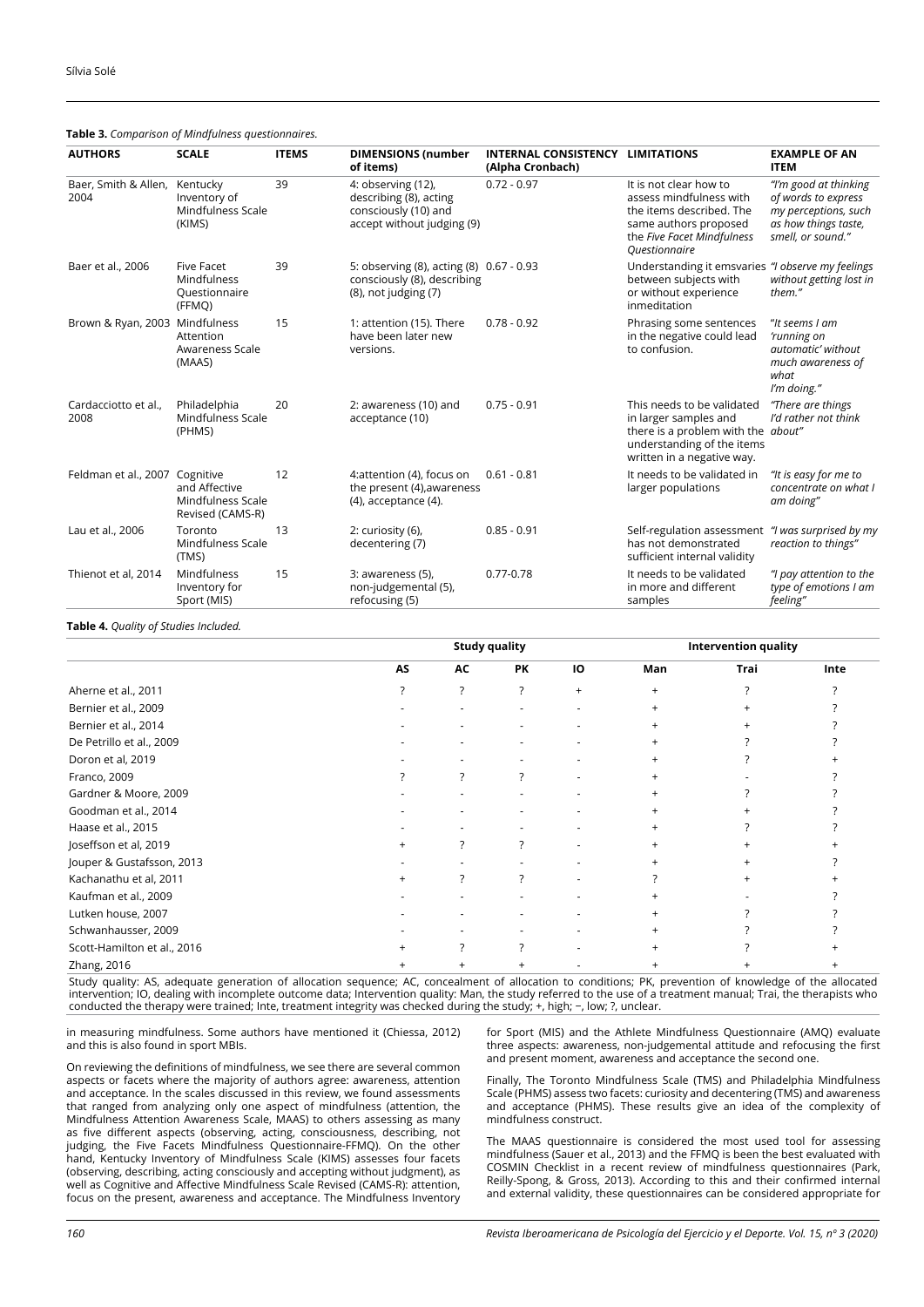**Table 3.** *Comparison of Mindfulness questionnaires.*

| AUTHORS | SCALE | ITEMS | DIMENSIONS (number of items) | INTERNAL CONSISTENCY (Alpha Cronbach) | LIMITATIONS | EXAMPLE OF AN ITEM |
|---|---|---|---|---|---|---|
| Baer, Smith & Allen, 2004 | Kentucky Inventory of Mindfulness Scale (KIMS) | 39 | 4: observing (12), describing (8), acting consciously (10) and accept without judging (9) | 0.72 - 0.97 | It is not clear how to assess mindfulness with the items described. The same authors proposed the *Five Facet Mindfulness Questionnaire* | *"I'm good at thinking of words to express my perceptions, such as how things taste, smell, or sound."* |
| Baer et al., 2006 | Five Facet Mindfulness Questionnaire (FFMQ) | 39 | 5: observing (8), acting (8) consciously (8), describing (8), not judging (7) | 0.67 - 0.93 | Understanding it emsvaries between subjects with or without experience inmeditation | *"I observe my feelings without getting lost in them."* |
| Brown & Ryan, 2003 | Mindfulness Attention Awareness Scale (MAAS) | 15 | 1: attention (15). There have been later new versions. | 0.78 - 0.92 | Phrasing some sentences in the negative could lead to confusion. | *"It seems I am 'running on automatic' without much awareness of what I'm doing."* |
| Cardacciotto et al., 2008 | Philadelphia Mindfulness Scale (PHMS) | 20 | 2: awareness (10) and acceptance (10) | 0.75 - 0.91 | This needs to be validated in larger samples and there is a problem with the understanding of the items written in a negative way. | *"There are things I'd rather not think about"* |
| Feldman et al., 2007 | Cognitive and Affective Mindfulness Scale Revised (CAMS-R) | 12 | 4:attention (4), focus on the present (4),awareness (4), acceptance (4). | 0.61 - 0.81 | It needs to be validated in larger populations | *"It is easy for me to concentrate on what I am doing"* |
| Lau et al., 2006 | Toronto Mindfulness Scale (TMS) | 13 | 2: curiosity (6), decentering (7) | 0.85 - 0.91 | Self-regulation assessment has not demonstrated sufficient internal validity | *"I was surprised by my reaction to things"* |
| Thienot et al, 2014 | Mindfulness Inventory for Sport (MIS) | 15 | 3: awareness (5), non-judgemental (5), refocusing (5) | 0.77-0.78 | It needs to be validated in more and different samples | *"I pay attention to the type of emotions I am feeling"* |

**Table 4.** *Quality of Studies Included.*

| | Study quality | | | | Intervention quality | | |
|---|---|---|---|---|---|---|---|
| | AS | AC | PK | IO | Man | Trai | Inte |
| Aherne et al., 2011 | ? | ? | ? | + | + | ? | ? |
| Bernier et al., 2009 | - | - | - | - | + | + | ? |
| Bernier et al., 2014 | - | - | - | - | + | + | ? |
| De Petrillo et al., 2009 | - | - | - | - | + | ? | ? |
| Doron et al, 2019 | - | - | - | - | + | ? | + |
| Franco, 2009 | ? | ? | ? | - | + | - | ? |
| Gardner & Moore, 2009 | - | - | - | - | + | ? | ? |
| Goodman et al., 2014 | - | - | - | - | + | + | ? |
| Haase et al., 2015 | - | - | - | - | + | ? | ? |
| Joseffson et al, 2019 | + | ? | ? | - | + | + | + |
| Jouper & Gustafsson, 2013 | - | - | - | - | + | + | ? |
| Kachanathu et al, 2011 | + | ? | ? | - | ? | + | + |
| Kaufman et al., 2009 | - | - | - | - | + | - | ? |
| Lutken house, 2007 | - | - | - | - | + | ? | ? |
| Schwanhausser, 2009 | - | - | - | - | + | ? | ? |
| Scott-Hamilton et al., 2016 | + | ? | ? | - | + | ? | + |
| Zhang, 2016 | + | + | + | - | + | + | + |

Study quality: AS, adequate generation of allocation sequence; AC, concealment of allocation to conditions; PK, prevention of knowledge of the allocated intervention; IO, dealing with incomplete outcome data; Intervention quality: Man, the study referred to the use of a treatment manual; Trai, the therapists who conducted the therapy were trained; Inte, treatment integrity was checked during the study; +, high; −, low; ?, unclear.

in measuring mindfulness. Some authors have mentioned it (Chiessa, 2012) and this is also found in sport MBIs.

On reviewing the definitions of mindfulness, we see there are several common aspects or facets where the majority of authors agree: awareness, attention and acceptance. In the scales discussed in this review, we found assessments that ranged from analyzing only one aspect of mindfulness (attention, the Mindfulness Attention Awareness Scale, MAAS) to others assessing as many as five different aspects (observing, acting, consciousness, describing, not judging, the Five Facets Mindfulness Questionnaire-FFMQ). On the other hand, Kentucky Inventory of Mindfulness Scale (KIMS) assesses four facets (observing, describing, acting consciously and accepting without judgment), as well as Cognitive and Affective Mindfulness Scale Revised (CAMS-R): attention, focus on the present, awareness and acceptance. The Mindfulness Inventory for Sport (MIS) and the Athlete Mindfulness Questionnaire (AMQ) evaluate three aspects: awareness, non-judgemental attitude and refocusing the first and present moment, awareness and acceptance the second one.

Finally, The Toronto Mindfulness Scale (TMS) and Philadelphia Mindfulness Scale (PHMS) assess two facets: curiosity and decentering (TMS) and awareness and acceptance (PHMS). These results give an idea of the complexity of mindfulness construct.

The MAAS questionnaire is considered the most used tool for assessing mindfulness (Sauer et al., 2013) and the FFMQ is been the best evaluated with COSMIN Checklist in a recent review of mindfulness questionnaires (Park, Reilly-Spong, & Gross, 2013). According to this and their confirmed internal and external validity, these questionnaires can be considered appropriate for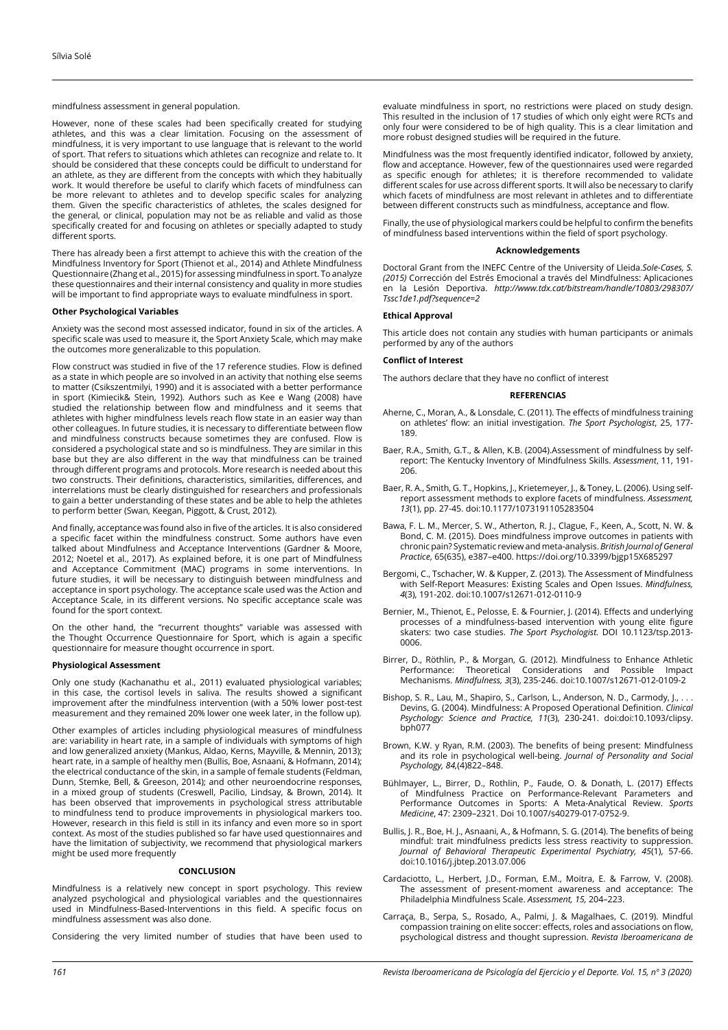mindfulness assessment in general population.

However, none of these scales had been specifically created for studying athletes, and this was a clear limitation. Focusing on the assessment of mindfulness, it is very important to use language that is relevant to the world of sport. That refers to situations which athletes can recognize and relate to. It should be considered that these concepts could be difficult to understand for an athlete, as they are different from the concepts with which they habitually work. It would therefore be useful to clarify which facets of mindfulness can be more relevant to athletes and to develop specific scales for analyzing them. Given the specific characteristics of athletes, the scales designed for the general, or clinical, population may not be as reliable and valid as those specifically created for and focusing on athletes or specially adapted to study different sports.

There has already been a first attempt to achieve this with the creation of the Mindfulness Inventory for Sport (Thienot et al., 2014) and Athlete Mindfulness Questionnaire (Zhang et al., 2015) for assessing mindfulness in sport. To analyze these questionnaires and their internal consistency and quality in more studies will be important to find appropriate ways to evaluate mindfulness in sport.

**Other Psychological Variables**

Anxiety was the second most assessed indicator, found in six of the articles. A specific scale was used to measure it, the Sport Anxiety Scale, which may make the outcomes more generalizable to this population.

Flow construct was studied in five of the 17 reference studies. Flow is defined as a state in which people are so involved in an activity that nothing else seems to matter (Csikszentmilyi, 1990) and it is associated with a better performance in sport (Kimiecik& Stein, 1992). Authors such as Kee e Wang (2008) have studied the relationship between flow and mindfulness and it seems that athletes with higher mindfulness levels reach flow state in an easier way than other colleagues. In future studies, it is necessary to differentiate between flow and mindfulness constructs because sometimes they are confused. Flow is considered a psychological state and so is mindfulness. They are similar in this base but they are also different in the way that mindfulness can be trained through different programs and protocols. More research is needed about this two constructs. Their definitions, characteristics, similarities, differences, and interrelations must be clearly distinguished for researchers and professionals to gain a better understanding of these states and be able to help the athletes to perform better (Swan, Keegan, Piggott, & Crust, 2012).

And finally, acceptance was found also in five of the articles. It is also considered a specific facet within the mindfulness construct. Some authors have even talked about Mindfulness and Acceptance Interventions (Gardner & Moore, 2012; Noetel et al., 2017). As explained before, it is one part of Mindfulness and Acceptance Commitment (MAC) programs in some interventions. In future studies, it will be necessary to distinguish between mindfulness and acceptance in sport psychology. The acceptance scale used was the Action and Acceptance Scale, in its different versions. No specific acceptance scale was found for the sport context.

On the other hand, the "recurrent thoughts" variable was assessed with the Thought Occurrence Questionnaire for Sport, which is again a specific questionnaire for measure thought occurrence in sport.

**Physiological Assessment**

Only one study (Kachanathu et al., 2011) evaluated physiological variables; in this case, the cortisol levels in saliva. The results showed a significant improvement after the mindfulness intervention (with a 50% lower post-test measurement and they remained 20% lower one week later, in the follow up).

Other examples of articles including physiological measures of mindfulness are: variability in heart rate, in a sample of individuals with symptoms of high and low generalized anxiety (Mankus, Aldao, Kerns, Mayville, & Mennin, 2013); heart rate, in a sample of healthy men (Bullis, Boe, Asnaani, & Hofmann, 2014); the electrical conductance of the skin, in a sample of female students (Feldman, Dunn, Stemke, Bell, & Greeson, 2014); and other neuroendocrine responses, in a mixed group of students (Creswell, Pacilio, Lindsay, & Brown, 2014). It has been observed that improvements in psychological stress attributable to mindfulness tend to produce improvements in physiological markers too. However, research in this field is still in its infancy and even more so in sport context. As most of the studies published so far have used questionnaires and have the limitation of subjectivity, we recommend that physiological markers might be used more frequently

**CONCLUSION**

Mindfulness is a relatively new concept in sport psychology. This review analyzed psychological and physiological variables and the questionnaires used in Mindfulness-Based-Interventions in this field. A specific focus on mindfulness assessment was also done.

Considering the very limited number of studies that have been used to evaluate mindfulness in sport, no restrictions were placed on study design. This resulted in the inclusion of 17 studies of which only eight were RCTs and only four were considered to be of high quality. This is a clear limitation and more robust designed studies will be required in the future.

Mindfulness was the most frequently identified indicator, followed by anxiety, flow and acceptance. However, few of the questionnaires used were regarded as specific enough for athletes; it is therefore recommended to validate different scales for use across different sports. It will also be necessary to clarify which facets of mindfulness are most relevant in athletes and to differentiate between different constructs such as mindfulness, acceptance and flow.

Finally, the use of physiological markers could be helpful to confirm the benefits of mindfulness based interventions within the field of sport psychology.

**Acknowledgements**

Doctoral Grant from the INEFC Centre of the University of Lleida.*Sole-Cases, S. (2015)* Corrección del Estrés Emocional a través del Mindfulness: Aplicaciones en la Lesión Deportiva. *http://www.tdx.cat/bitstream/handle/10803/298307/Tssc1de1.pdf?sequence=2*

**Ethical Approval**

This article does not contain any studies with human participants or animals performed by any of the authors

**Conflict of Interest**

The authors declare that they have no conflict of interest

**REFERENCIAS**

Aherne, C., Moran, A., & Lonsdale, C. (2011). The effects of mindfulness training on athletes' flow: an initial investigation. *The Sport Psychologist*, 25, 177-189.

Baer, R.A., Smith, G.T., & Allen, K.B. (2004).Assessment of mindfulness by self-report: The Kentucky Inventory of Mindfulness Skills. *Assessment*, 11, 191-206.

Baer, R. A., Smith, G. T., Hopkins, J., Krietemeyer, J., & Toney, L. (2006). Using self-report assessment methods to explore facets of mindfulness. *Assessment, 13*(1), pp. 27-45. doi:10.1177/1073191105283504

Bawa, F. L. M., Mercer, S. W., Atherton, R. J., Clague, F., Keen, A., Scott, N. W. & Bond, C. M. (2015). Does mindfulness improve outcomes in patients with chronic pain? Systematic review and meta-analysis. *British Journal of General Practice*, 65(635), e387–e400. https://doi.org/10.3399/bjgp15X685297

Bergomi, C., Tschacher, W. & Kupper, Z. (2013). The Assessment of Mindfulness with Self-Report Measures: Existing Scales and Open Issues. *Mindfulness, 4*(3), 191-202. doi:10.1007/s12671-012-0110-9

Bernier, M., Thienot, E., Pelosse, E. & Fournier, J. (2014). Effects and underlying processes of a mindfulness-based intervention with young elite figure skaters: two case studies. *The Sport Psychologist.* DOI 10.1123/tsp.2013-0006.

Birrer, D., Röthlin, P., & Morgan, G. (2012). Mindfulness to Enhance Athletic Performance: Theoretical Considerations and Possible Impact Mechanisms. *Mindfulness, 3*(3), 235-246. doi:10.1007/s12671-012-0109-2

Bishop, S. R., Lau, M., Shapiro, S., Carlson, L., Anderson, N. D., Carmody, J., . . . Devins, G. (2004). Mindfulness: A Proposed Operational Definition. *Clinical Psychology: Science and Practice, 11*(3), 230-241. doi:doi:10.1093/clipsy.bph077

Brown, K.W. y Ryan, R.M. (2003). The benefits of being present: Mindfulness and its role in psychological well-being. *Journal of Personality and Social Psychology, 84,*(4)822–848.

Bühlmayer, L., Birrer, D., Rothlin, P., Faude, O. & Donath, L. (2017) Effects of Mindfulness Practice on Performance-Relevant Parameters and Performance Outcomes in Sports: A Meta-Analytical Review. *Sports Medicine*, 47: 2309–2321. Doi 10.1007/s40279-017-0752-9.

Bullis, J. R., Boe, H. J., Asnaani, A., & Hofmann, S. G. (2014). The benefits of being mindful: trait mindfulness predicts less stress reactivity to suppression. *Journal of Behavioral Therapeutic Experimental Psychiatry, 45*(1), 57-66. doi:10.1016/j.jbtep.2013.07.006

Cardaciotto, L., Herbert, J.D., Forman, E.M., Moitra, E. & Farrow, V. (2008). The assessment of present-moment awareness and acceptance: The Philadelphia Mindfulness Scale. *Assessment, 15,* 204–223.

Carraça, B., Serpa, S., Rosado, A., Palmi, J. & Magalhaes, C. (2019). Mindful compassion training on elite soccer: effects, roles and associations on flow, psychological distress and thought supression. *Revista Iberoamericana de*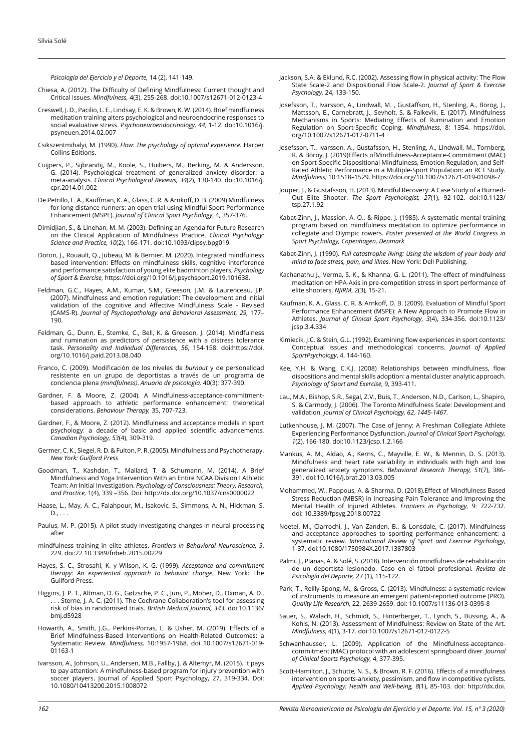*Psicología del Ejercicio y el Deporte,* 14 (2), 141-149.

Chiesa, A. (2012). The Difficulty of Defining Mindfulness: Current thought and Critical Issues. *Mindfulness,* 4(3), 255-268. doi:10.1007/s12671-012-0123-4

Creswell, J. D., Pacilio, L. E., Lindsay, E. K. & Brown, K. W. (2014). Brief mindfulness meditation training alters psychological and neuroendocrine responses to social evaluative stress. *Psychoneuroendocrinology, 44*, 1-12. doi:10.1016/j.psyneuen.2014.02.007

Csikszentmihalyi, M. (1990). *Flow: The psychology of optimal experience.* Harper Collins Editions.

Cuijpers, P., Sijbrandij, M., Koole, S., Huibers, M., Berking, M. & Andersson, G. (2014). Psychological treatment of generalized anxiety disorder: a meta-analysis. *Clinical Psychological Reviews, 34*(2), 130-140. doi:10.1016/j.cpr.2014.01.002

De Petrillo, L. A., Kauffman, K. A., Glass, C. R. & Arnkoff, D. B. (2009) Mindfulness for long distance runners: an open trial using Mindful Sport Performance Enhancement (MSPE). *Journal of Clinical Sport Psychology*, 4, 357-376.

Dimidjian, S., & Linehan, M. M. (2003). Defining an Agenda for Future Research on the Clinical Application of Mindfulness Practice. *Clinical Psychology: Science and Practice, 10*(2), 166-171. doi:10.1093/clipsy.bpg019

Doron, J., Rouault, Q., Jubeau, M. & Bernier, M. (2020). Integrated mindfulness based intervention: Effects on mindfulness skills, cognitive interference and performance satisfaction of young elite badminton players, *Psychology of Sport & Exercise,* https://doi.org/10.1016/j.psychsport.2019.101638.

Feldman, G.C., Hayes, A.M., Kumar, S.M., Greeson, J.M. & Laurenceau, J.P. (2007). Mindfulness and emotion regulation: The development and initial validation of the cognitive and Affective Mindfulness Scale - Revised (CAMS-R). *Journal of Psychopathology and Behavioral Assessment, 29,* 177–190.

Feldman, G., Dunn, E., Stemke, C., Bell, K. & Greeson, J. (2014). Mindfulness and rumination as predictors of persistence with a distress tolerance task. *Personality and Individual Differences, 56*, 154-158. doi:https://doi.org/10.1016/j.paid.2013.08.040

Franco, C. (2009). Modificación de los niveles de *burnout* y de personalidad resistente en un grupo de deportistas a través de un programa de conciencia plena *(mindfulness)*. *Anuario de psicología,* 40(3): 377-390.

Gardner, F. & Moore, Z. (2004). A Mindfulness-acceptance-commitment-based approach to athletic performance enhancement: theoretical considerations. *Behaviour Therapy,* 35, 707-723.

Gardner, F., & Moore, Z. (2012). Mindfulness and acceptance models in sport psychology: a decade of basic and applied scientific advancements. *Canadian Psychology, 53*(4), 309-319.

Germer, C. K., Siegel, R. D. & Fulton, P. R. (2005). Mindfulness and Psychotherapy. *New York: Guilford Press*

Goodman, T., Kashdan, T., Mallard, T. & Schumann, M. (2014). A Brief Mindfulness and Yoga Intervention With an Entire NCAA Division I Athletic Team: An Initial Investigation. *Psychology of Consciousness: Theory, Research, and Practice,* 1(4), 339 –356. Doi: http://dx.doi.org/10.1037/cns0000022

Haase, L., May, A. C., Falahpour, M., Isakovic, S., Simmons, A. N., Hickman, S. D., . . .

Paulus, M. P. (2015). A pilot study investigating changes in neural processing after

mindfulness training in elite athletes. *Frontiers in Behavioral Neuroscience, 9*, 229. doi:22 10.3389/fnbeh.2015.00229

Hayes, S. C., Strosahl, K. y Wilson, K. G. (1999). *Acceptance and commitment therapy: An experiential approach to behavior change.* New York: The Guilford Press.

Higgins, J. P. T., Altman, D. G., Gøtzsche, P. C., Jüni, P., Moher, D., Oxman, A. D., . . . Sterne, J. A. C. (2011). The Cochrane Collaboration's tool for assessing risk of bias in randomised trials. *British Medical Journal, 343.* doi:10.1136/bmj.d5928

Howarth, A., Smith, J.G., Perkins-Porras, L. & Usher, M. (2019). Effects of a Brief Mindfulness-Based Interventions on Health-Related Outcomes: a Systematic Review. *Mindfulness,* 10:1957-1968. doi 10.1007/s12671-019-01163-1

Ivarsson, A., Johnson, U., Andersen, M.B., Fallby, J. & Altemyr, M. (2015). It pays to pay attention: A mindfulness-based program for injury prevention with soccer players. Journal of Applied Sport Psychology, 27, 319-334. Doi: 10.1080/10413200.2015.1008072

Jackson, S.A. & Eklund, R.C. (2002). Assessing flow in physical activity: The Flow State Scale-2 and Dispositional Flow Scale-2. *Journal of Sport & Exercise Psychology,* 24, 133-150.

Josefsson, T., Ivarsson, A., Lindwall, M. , Gustaffson, H., Stenling, A., Börög, J., Mattsson, E., Carnebratt, J., Sevholt, S. & Falkevik. E. (2017). Mindfulness Mechanisms in Sports: Mediating Effects of Rumination and Emotion Regulation on Sport-Specific Coping. *Mindfulness*, 8: 1354. https://doi.org/10.1007/s12671-017-0711-4

Josefsson, T., Ivarsson, A., Gustafsson, H., Stenling, A., Lindwall, M., Tornberg, R. & Böröy, J. (2019)Effects ofMindfulness-Acceptance-Commitment (MAC) on Sport-Specific Dispositional Mindfulness, Emotion Regulation, and Self-Rated Athletic Performance in a Multiple-Sport Population: an RCT Study. *Mindfulness,* 10:1518–1529. https://doi.org/10.1007/s12671-019-01098-7

Jouper, J., & Gustafsson, H. (2013). Mindful Recovery: A Case Study of a Burned-Out Elite Shooter. *The Sport Psychologist, 27*(1), 92-102. doi:10.1123/tsp.27.1.92

Kabat-Zinn, J., Massion, A. O., & Rippe, J. (1985). A systematic mental training program based on mindfulness meditation to optimize performance in collegiate and Olympic rowers. *Poster presented at the World Congress in Sport Psychology, Copenhagen, Denmark*

Kabat-Zinn, J. (1990). *Full catastrophe living: Using the wisdom of your body and mind to face stress, pain, and illnes*. New York: Dell Publishing.

Kachanathu J., Verma, S. K., & Khanna, G. L. (2011). The effect of mindfulness meditation on HPA-Axis in pre-competition stress in sport performance of elite shooters. *NJIRM*, 2(3), 15-21.

Kaufman, K. A., Glass, C. R. & Arnkoff, D. B. (2009). Evaluation of Mindful Sport Performance Enhancement (MSPE): A New Approach to Promote Flow in Athletes. *Journal of Clinical Sport Psychology, 3*(4), 334-356. doi:10.1123/jcsp.3.4.334

Kimiecik, J.C. & Stein, G.L. (1992). Examining flow experiences in sport contexts: Conceptual issues and methodological concerns. *Journal of Applied SportPsychology*, 4, 144-160.

Kee, Y.H. & Wang, C.K.J. (2008) Relationships between mindfulness, flow dispositions and mental skills adoption: a mental cluster analytic approach. *Psychology of Sport and Exercise*, 9, 393-411.

Lau, M.A., Bishop, S.R., Segal, Z.V., Buis, T., Anderson, N.D., Carlson, L., Shapiro, S. & Carmody, J. (2006). The Toronto Mindfulness Scale: Development and validation. *Journal of Clinical Psychology, 62, 1445-1467.*

Lutkenhouse, J. M. (2007). The Case of Jenny: A Freshman Collegiate Athlete Experiencing Performance Dysfunction. *Journal of Clinical Sport Psychology, 1*(2), 166-180. doi:10.1123/jcsp.1.2.166

Mankus, A. M., Aldao, A., Kerns, C., Mayville, E. W., & Mennin, D. S. (2013). Mindfulness and heart rate variability in individuals with high and low generalized anxiety symptoms. *Behavioral Research Therapy, 51*(7), 386-391. doi:10.1016/j.brat.2013.03.005

Mohammed, W., Pappous, A. & Sharma, D. (2018).Effect of Mindfulness Based Stress Reduction (MBSR) in Increasing Pain Tolerance and Improving the Mental Health of Injured Athletes. *Frontiers in Psychology,* 9: 722-732. doi: 10.3389/fpsyg.2018.00722

Noetel, M., Ciarrochi, J., Van Zanden, B., & Lonsdale, C. (2017). Mindfulness and acceptance approaches to sporting performance enhancement: a systematic review. *International Review of Sport and Exercise Psychology*, 1-37. doi:10.1080/1750984X.2017.1387803

Palmi, J., Planas, A. & Solé, S. (2018). Intervención mindfulness de rehabilitación de un deportista lesionado. Caso en el fútbol profesional. *Revista de Psicología del Deporte,* 27 (1), 115-122.

Park, T., Reilly-Spong, M., & Gross, C. (2013). Mindfulness: a systematic review of instruments to measure an emergent patient-reported outcome (PRO). *Quality Life Research,* 22, 2639-2659. doi: 10.1007/s11136-013-0395-8

Sauer, S., Walach, H., Schmidt, S., Hinterberger, T., Lynch, S., Büssing, A., & Kohls, N. (2013). Assessment of Mindfulness: Review on State of the Art. *Mindfulness, 4*(1), 3-17. doi:10.1007/s12671-012-0122-5

Schwanhausser, L. (2009). Application of the Mindfulness-acceptance-commitment (MAC) protocol with an adolescent springboard diver. *Journal of Clinical Sports Psychology,* 4, 377-395.

Scott-Hamilton, J., Schutte, N. S., & Brown, R. F. (2016). Effects of a mindfulness intervention on sports-anxiety, pessimism, and flow in competitive cyclists. *Applied Psychology: Health and Well-being, 8*(1), 85-103. doi: http://dx.doi.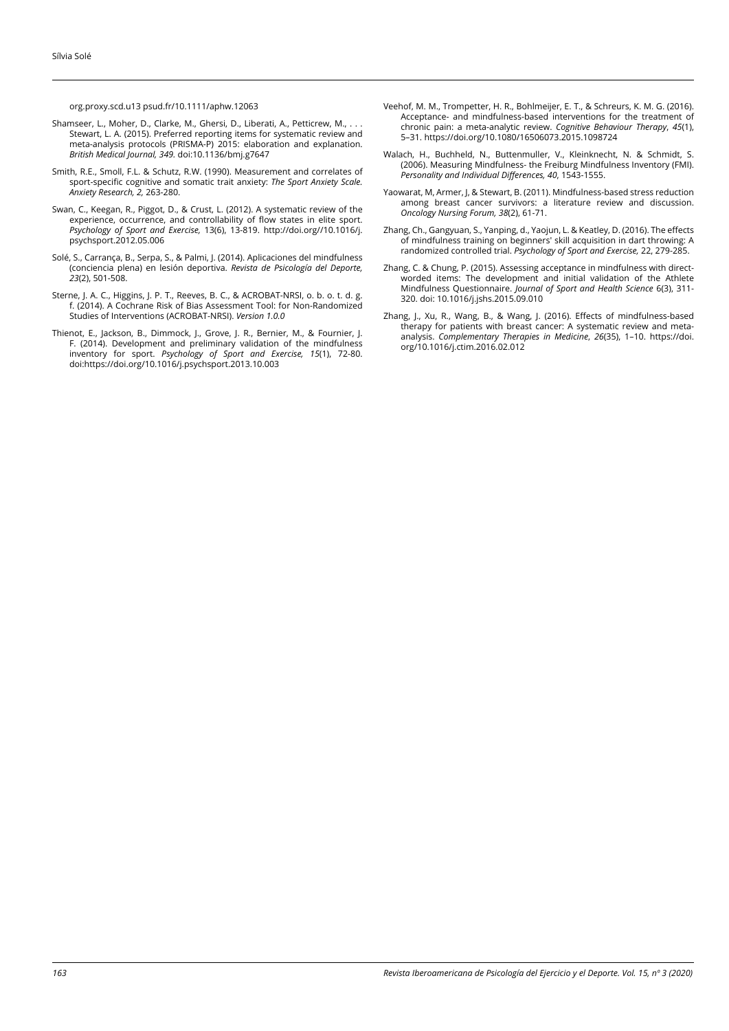org.proxy.scd.u13 psud.fr/10.1111/aphw.12063

Shamseer, L., Moher, D., Clarke, M., Ghersi, D., Liberati, A., Petticrew, M., . . . Stewart, L. A. (2015). Preferred reporting items for systematic review and meta-analysis protocols (PRISMA-P) 2015: elaboration and explanation. *British Medical Journal, 349.* doi:10.1136/bmj.g7647

Smith, R.E., Smoll, F.L. & Schutz, R.W. (1990). Measurement and correlates of sport-specific cognitive and somatic trait anxiety: *The Sport Anxiety Scale. Anxiety Research, 2,* 263-280.

Swan, C., Keegan, R., Piggot, D., & Crust, L. (2012). A systematic review of the experience, occurrence, and controllability of flow states in elite sport. *Psychology of Sport and Exercise,* 13(6), 13-819. http://doi.org//10.1016/j.psychsport.2012.05.006

Solé, S., Carrança, B., Serpa, S., & Palmi, J. (2014). Aplicaciones del mindfulness (conciencia plena) en lesión deportiva. *Revista de Psicología del Deporte, 23*(2), 501-508.

Sterne, J. A. C., Higgins, J. P. T., Reeves, B. C., & ACROBAT-NRSI, o. b. o. t. d. g. f. (2014). A Cochrane Risk of Bias Assessment Tool: for Non-Randomized Studies of Interventions (ACROBAT-NRSI). *Version 1.0.0*

Thienot, E., Jackson, B., Dimmock, J., Grove, J. R., Bernier, M., & Fournier, J. F. (2014). Development and preliminary validation of the mindfulness inventory for sport. *Psychology of Sport and Exercise, 15*(1), 72-80. doi:https://doi.org/10.1016/j.psychsport.2013.10.003

Veehof, M. M., Trompetter, H. R., Bohlmeijer, E. T., & Schreurs, K. M. G. (2016). Acceptance- and mindfulness-based interventions for the treatment of chronic pain: a meta-analytic review. *Cognitive Behaviour Therapy*, *45*(1), 5–31. https://doi.org/10.1080/16506073.2015.1098724

Walach, H., Buchheld, N., Buttenmuller, V., Kleinknecht, N. & Schmidt, S. (2006). Measuring Mindfulness- the Freiburg Mindfulness Inventory (FMI). *Personality and Individual Differences, 40*, 1543-1555.

Yaowarat, M, Armer, J, & Stewart, B. (2011). Mindfulness-based stress reduction among breast cancer survivors: a literature review and discussion. *Oncology Nursing Forum, 38*(2), 61-71.

Zhang, Ch., Gangyuan, S., Yanping, d., Yaojun, L. & Keatley, D. (2016). The effects of mindfulness training on beginners' skill acquisition in dart throwing: A randomized controlled trial. *Psychology of Sport and Exercise,* 22, 279-285.

Zhang, C. & Chung, P. (2015). Assessing acceptance in mindfulness with direct-worded items: The development and initial validation of the Athlete Mindfulness Questionnaire. *Journal of Sport and Health Science* 6(3), 311-320. doi: 10.1016/j.jshs.2015.09.010

Zhang, J., Xu, R., Wang, B., & Wang, J. (2016). Effects of mindfulness-based therapy for patients with breast cancer: A systematic review and meta-analysis. *Complementary Therapies in Medicine*, *26*(35), 1–10. https://doi.org/10.1016/j.ctim.2016.02.012